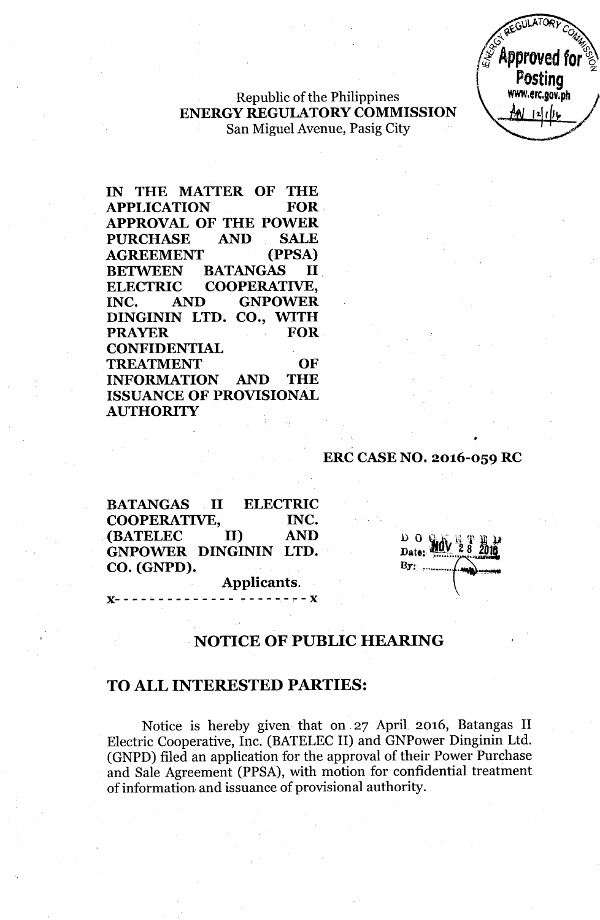Republic of the Philippines
**ENERGY REGULATORY COMMISSION**
San Miguel Avenue, Pasig City

**IN THE MATTER OF THE APPLICATION FOR APPROVAL OF THE POWER PURCHASE AND SALE AGREEMENT (PPSA) BETWEEN BATANGAS II ELECTRIC COOPERATIVE, INC. AND GNPOWER DINGININ LTD. CO., WITH PRAYER FOR CONFIDENTIAL TREATMENT OF INFORMATION AND THE ISSUANCE OF PROVISIONAL AUTHORITY**

**ERC CASE NO. 2016-059 RC**

**BATANGAS II ELECTRIC COOPERATIVE, INC. (BATELEC II) AND GNPOWER DINGININ LTD. CO. (GNPD).**
**Applicants.**

x- - - - - - - - - - - - - - - - - - - - - - x

## NOTICE OF PUBLIC HEARING

## TO ALL INTERESTED PARTIES:

Notice is hereby given that on 27 April 2016, Batangas II Electric Cooperative, Inc. (BATELEC II) and GNPower Dinginin Ltd. (GNPD) filed an application for the approval of their Power Purchase and Sale Agreement (PPSA), with motion for confidential treatment of information and issuance of provisional authority.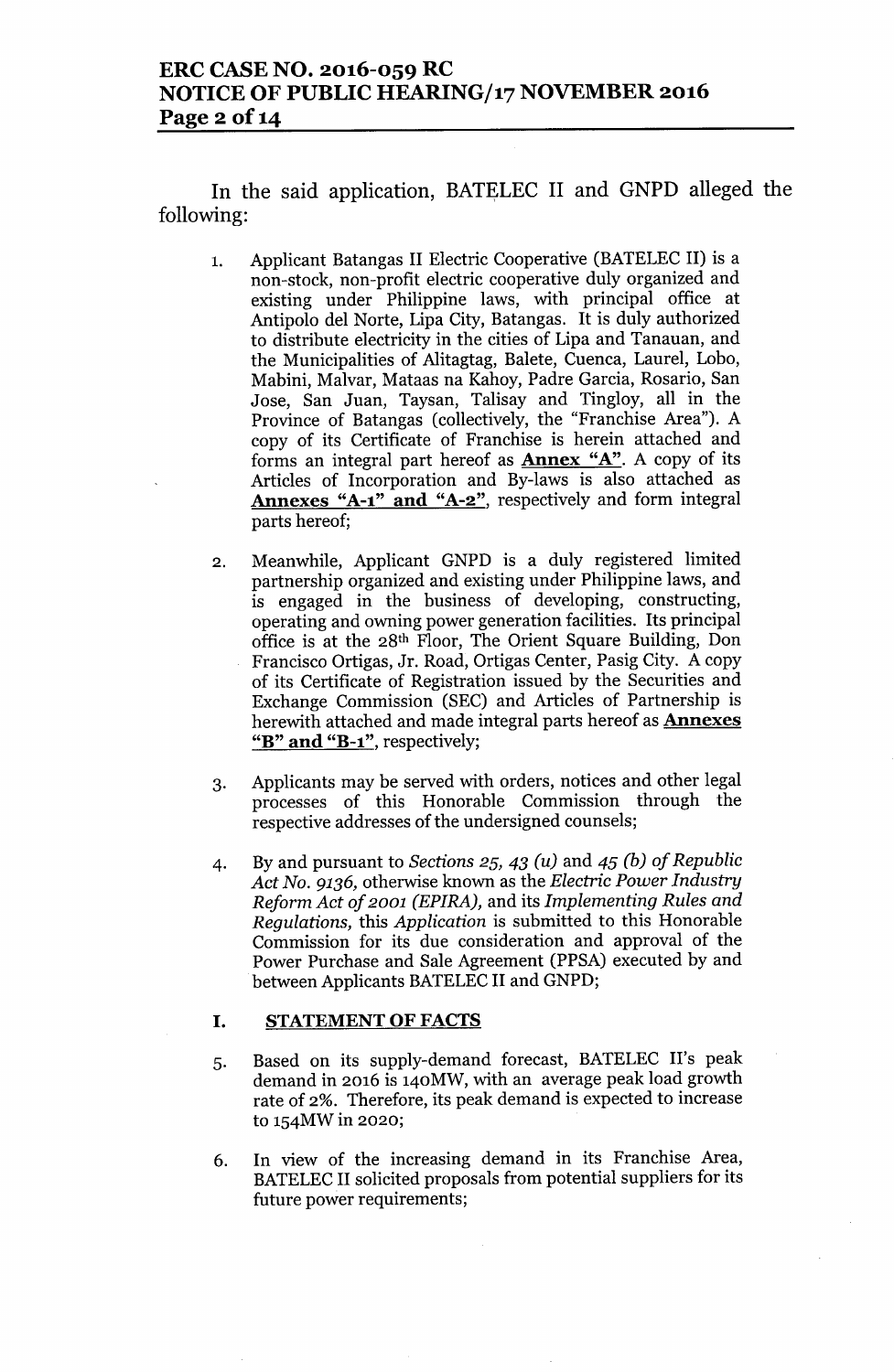In the said application, BATELEC II and GNPD alleged the following:

1. Applicant Batangas II Electric Cooperative (BATELEC II) is a non-stock, non-profit electric cooperative duly organized and existing under Philippine laws, with principal office at Antipolo del Norte, Lipa City, Batangas. It is duly authorized to distribute electricity in the cities of Lipa and Tanauan, and the Municipalities of Alitagtag, Balete, Cuenca, Laurel, Lobo, Mabini, Malvar, Mataas na Kahoy, Padre Garcia, Rosario, San Jose, San Juan, Taysan, Talisay and Tingloy, all in the Province of Batangas (collectively, the "Franchise Area"). A copy of its Certificate of Franchise is herein attached and forms an integral part hereof as **Annex "A"**. A copy of its Articles of Incorporation and By-laws is also attached as **Annexes "A-1" and "A-2"**, respectively and form integral parts hereof;

2. Meanwhile, Applicant GNPD is a duly registered limited partnership organized and existing under Philippine laws, and is engaged in the business of developing, constructing, operating and owning power generation facilities. Its principal office is at the 28th Floor, The Orient Square Building, Don Francisco Ortigas, Jr. Road, Ortigas Center, Pasig City. A copy of its Certificate of Registration issued by the Securities and Exchange Commission (SEC) and Articles of Partnership is herewith attached and made integral parts hereof as **Annexes "B" and "B-1"**, respectively;

3. Applicants may be served with orders, notices and other legal processes of this Honorable Commission through the respective addresses of the undersigned counsels;

4. By and pursuant to *Sections 25, 43 (u)* and *45 (b) of Republic Act No. 9136,* otherwise known as the *Electric Power Industry Reform Act of 2001 (EPIRA),* and its *Implementing Rules and Regulations,* this *Application* is submitted to this Honorable Commission for its due consideration and approval of the Power Purchase and Sale Agreement (PPSA) executed by and between Applicants BATELEC II and GNPD;

## I. STATEMENT OF FACTS

5. Based on its supply-demand forecast, BATELEC II's peak demand in 2016 is 140MW, with an average peak load growth rate of 2%. Therefore, its peak demand is expected to increase to 154MW in 2020;

6. In view of the increasing demand in its Franchise Area, BATELEC II solicited proposals from potential suppliers for its future power requirements;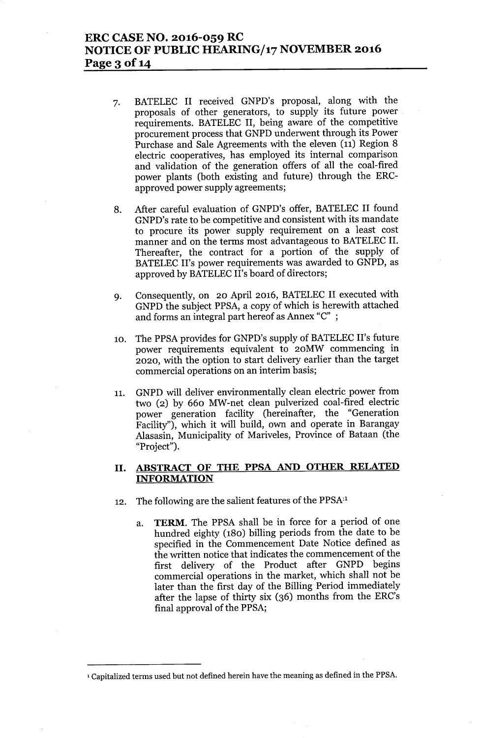7. BATELEC II received GNPD's proposal, along with the proposals of other generators, to supply its future power requirements. BATELEC II, being aware of the competitive procurement process that GNPD underwent through its Power Purchase and Sale Agreements with the eleven (11) Region 8 electric cooperatives, has employed its internal comparison and validation of the generation offers of all the coal-fired power plants (both existing and future) through the ERC-approved power supply agreements;

8. After careful evaluation of GNPD's offer, BATELEC II found GNPD's rate to be competitive and consistent with its mandate to procure its power supply requirement on a least cost manner and on the terms most advantageous to BATELEC II. Thereafter, the contract for a portion of the supply of BATELEC II's power requirements was awarded to GNPD, as approved by BATELEC II's board of directors;

9. Consequently, on 20 April 2016, BATELEC II executed with GNPD the subject PPSA, a copy of which is herewith attached and forms an integral part hereof as Annex "C" ;

10. The PPSA provides for GNPD's supply of BATELEC II's future power requirements equivalent to 20MW commencing in 2020, with the option to start delivery earlier than the target commercial operations on an interim basis;

11. GNPD will deliver environmentally clean electric power from two (2) by 660 MW-net clean pulverized coal-fired electric power generation facility (hereinafter, the "Generation Facility"), which it will build, own and operate in Barangay Alasasin, Municipality of Mariveles, Province of Bataan (the "Project").

## II. ABSTRACT OF THE PPSA AND OTHER RELATED INFORMATION

12. The following are the salient features of the PPSA:[1]

    a. **TERM.** The PPSA shall be in force for a period of one hundred eighty (180) billing periods from the date to be specified in the Commencement Date Notice defined as the written notice that indicates the commencement of the first delivery of the Product after GNPD begins commercial operations in the market, which shall not be later than the first day of the Billing Period immediately after the lapse of thirty six (36) months from the ERC's final approval of the PPSA;

---

[1] Capitalized terms used but not defined herein have the meaning as defined in the PPSA.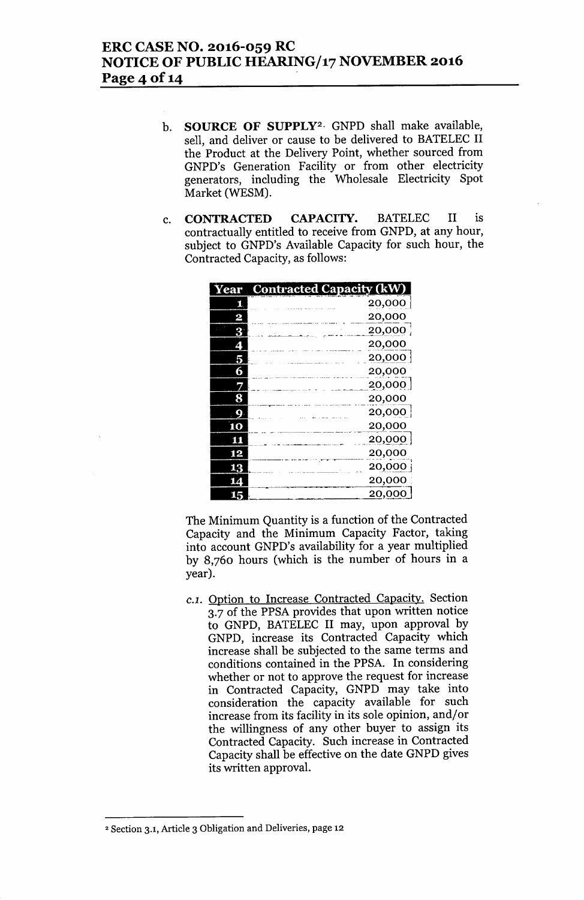b. **SOURCE OF SUPPLY**[2]. GNPD shall make available, sell, and deliver or cause to be delivered to BATELEC II the Product at the Delivery Point, whether sourced from GNPD's Generation Facility or from other electricity generators, including the Wholesale Electricity Spot Market (WESM).

c. **CONTRACTED CAPACITY.** BATELEC II is contractually entitled to receive from GNPD, at any hour, subject to GNPD's Available Capacity for such hour, the Contracted Capacity, as follows:

| Year | Contracted Capacity (kW) |
|---|---|
| 1 | 20,000 |
| 2 | 20,000 |
| 3 | 20,000 |
| 4 | 20,000 |
| 5 | 20,000 |
| 6 | 20,000 |
| 7 | 20,000 |
| 8 | 20,000 |
| 9 | 20,000 |
| 10 | 20,000 |
| 11 | 20,000 |
| 12 | 20,000 |
| 13 | 20,000 |
| 14 | 20,000 |
| 15 | 20,000 |

The Minimum Quantity is a function of the Contracted Capacity and the Minimum Capacity Factor, taking into account GNPD's availability for a year multiplied by 8,760 hours (which is the number of hours in a year).

*c.1.* Option to Increase Contracted Capacity. Section 3.7 of the PPSA provides that upon written notice to GNPD, BATELEC II may, upon approval by GNPD, increase its Contracted Capacity which increase shall be subjected to the same terms and conditions contained in the PPSA. In considering whether or not to approve the request for increase in Contracted Capacity, GNPD may take into consideration the capacity available for such increase from its facility in its sole opinion, and/or the willingness of any other buyer to assign its Contracted Capacity. Such increase in Contracted Capacity shall be effective on the date GNPD gives its written approval.

---

[2] Section 3.1, Article 3 Obligation and Deliveries, page 12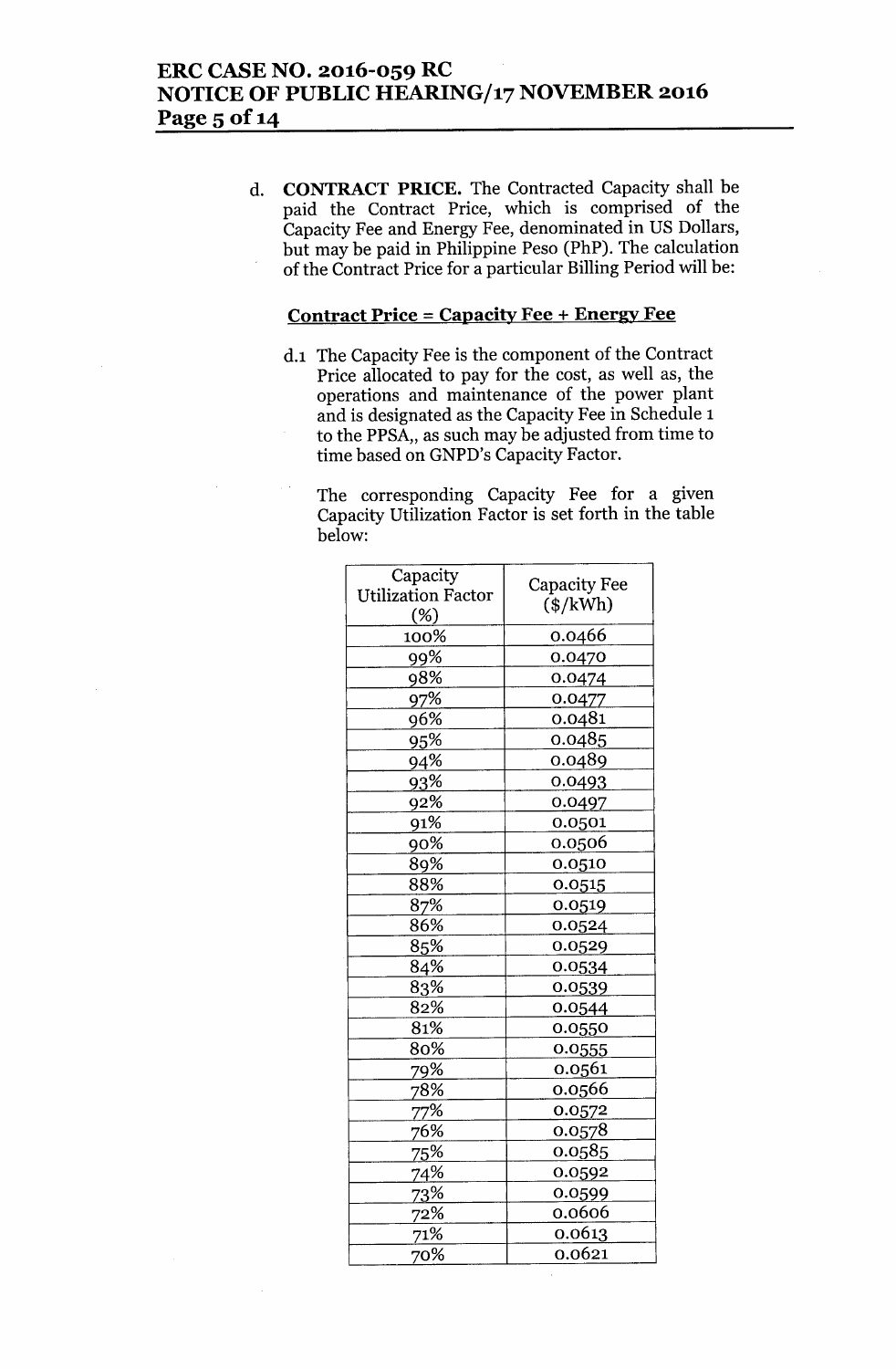d. **CONTRACT PRICE.** The Contracted Capacity shall be paid the Contract Price, which is comprised of the Capacity Fee and Energy Fee, denominated in US Dollars, but may be paid in Philippine Peso (PhP). The calculation of the Contract Price for a particular Billing Period will be:

**<u>Contract Price = Capacity Fee + Energy Fee</u>**

d.1 The Capacity Fee is the component of the Contract Price allocated to pay for the cost, as well as, the operations and maintenance of the power plant and is designated as the Capacity Fee in Schedule 1 to the PPSA,, as such may be adjusted from time to time based on GNPD's Capacity Factor.

The corresponding Capacity Fee for a given Capacity Utilization Factor is set forth in the table below:

| Capacity Utilization Factor (%) | Capacity Fee ($/kWh) |
|---|---|
| 100% | 0.0466 |
| 99% | 0.0470 |
| 98% | 0.0474 |
| 97% | 0.0477 |
| 96% | 0.0481 |
| 95% | 0.0485 |
| 94% | 0.0489 |
| 93% | 0.0493 |
| 92% | 0.0497 |
| 91% | 0.0501 |
| 90% | 0.0506 |
| 89% | 0.0510 |
| 88% | 0.0515 |
| 87% | 0.0519 |
| 86% | 0.0524 |
| 85% | 0.0529 |
| 84% | 0.0534 |
| 83% | 0.0539 |
| 82% | 0.0544 |
| 81% | 0.0550 |
| 80% | 0.0555 |
| 79% | 0.0561 |
| 78% | 0.0566 |
| 77% | 0.0572 |
| 76% | 0.0578 |
| 75% | 0.0585 |
| 74% | 0.0592 |
| 73% | 0.0599 |
| 72% | 0.0606 |
| 71% | 0.0613 |
| 70% | 0.0621 |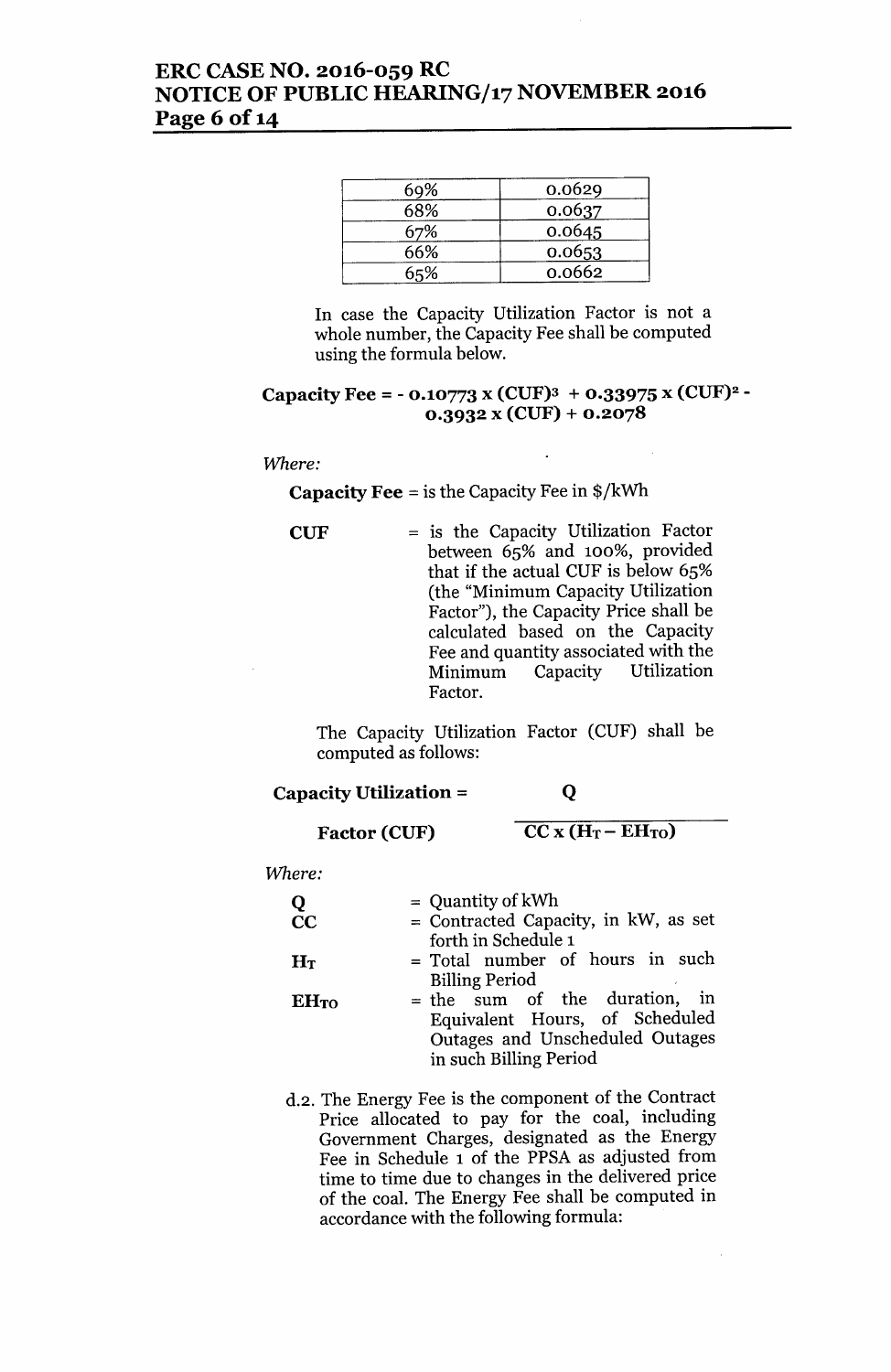| | |
|---|---|
| 69% | 0.0629 |
| 68% | 0.0637 |
| 67% | 0.0645 |
| 66% | 0.0653 |
| 65% | 0.0662 |

In case the Capacity Utilization Factor is not a whole number, the Capacity Fee shall be computed using the formula below.

$$\textbf{Capacity Fee} = -0.10773 \times (CUF)^3 + 0.33975 \times (CUF)^2 - 0.3932 \times (CUF) + 0.2078$$

*Where:*

**Capacity Fee** = is the Capacity Fee in $/kWh

**CUF** = is the Capacity Utilization Factor between 65% and 100%, provided that if the actual CUF is below 65% (the "Minimum Capacity Utilization Factor"), the Capacity Price shall be calculated based on the Capacity Fee and quantity associated with the Minimum Capacity Utilization Factor.

The Capacity Utilization Factor (CUF) shall be computed as follows:

$$\textbf{Capacity Utilization Factor (CUF)} = \frac{Q}{CC \times (H_T - EH_{TO})}$$

*Where:*

**Q** = Quantity of kWh

**CC** = Contracted Capacity, in kW, as set forth in Schedule 1

$H_T$ = Total number of hours in such Billing Period

$EH_{TO}$ = the sum of the duration, in Equivalent Hours, of Scheduled Outages and Unscheduled Outages in such Billing Period

d.2. The Energy Fee is the component of the Contract Price allocated to pay for the coal, including Government Charges, designated as the Energy Fee in Schedule 1 of the PPSA as adjusted from time to time due to changes in the delivered price of the coal. The Energy Fee shall be computed in accordance with the following formula: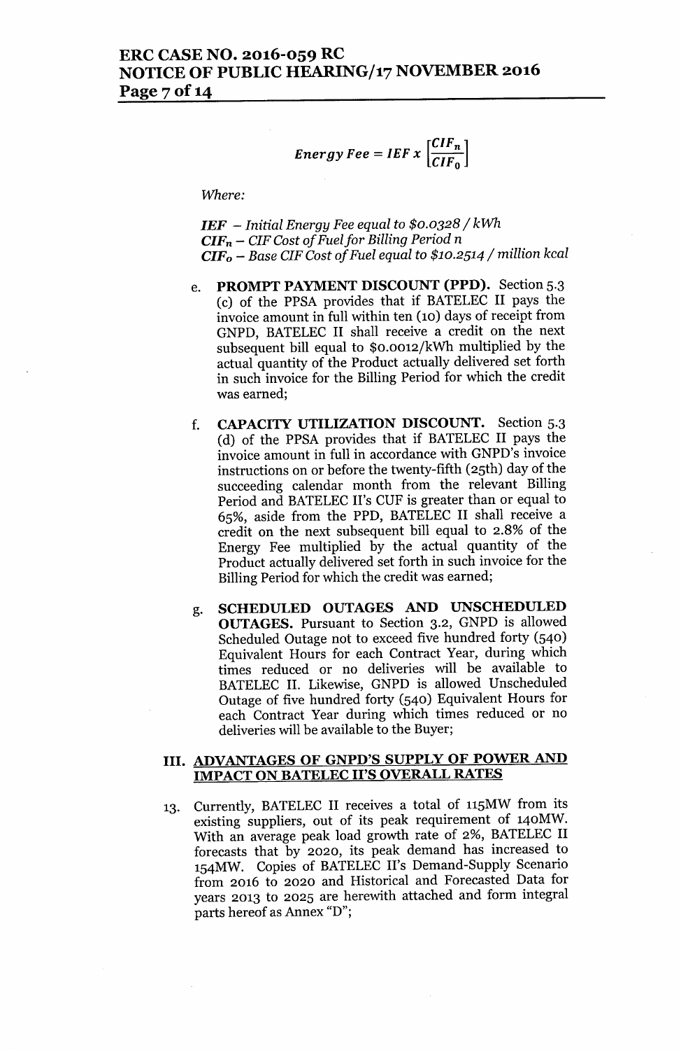$$Energy\ Fee = IEF\ x\ \left[\frac{CIF_n}{CIF_0}\right]$$

*Where:*

*IEF – Initial Energy Fee equal to \$0.0328 / kWh*
*$CIF_n$ – CIF Cost of Fuel for Billing Period n*
*$CIF_0$ – Base CIF Cost of Fuel equal to \$10.2514 / million kcal*

e. **PROMPT PAYMENT DISCOUNT (PPD).** Section 5.3 (c) of the PPSA provides that if BATELEC II pays the invoice amount in full within ten (10) days of receipt from GNPD, BATELEC II shall receive a credit on the next subsequent bill equal to $0.0012/kWh multiplied by the actual quantity of the Product actually delivered set forth in such invoice for the Billing Period for which the credit was earned;

f. **CAPACITY UTILIZATION DISCOUNT.** Section 5.3 (d) of the PPSA provides that if BATELEC II pays the invoice amount in full in accordance with GNPD's invoice instructions on or before the twenty-fifth (25th) day of the succeeding calendar month from the relevant Billing Period and BATELEC II's CUF is greater than or equal to 65%, aside from the PPD, BATELEC II shall receive a credit on the next subsequent bill equal to 2.8% of the Energy Fee multiplied by the actual quantity of the Product actually delivered set forth in such invoice for the Billing Period for which the credit was earned;

g. **SCHEDULED OUTAGES AND UNSCHEDULED OUTAGES.** Pursuant to Section 3.2, GNPD is allowed Scheduled Outage not to exceed five hundred forty (540) Equivalent Hours for each Contract Year, during which times reduced or no deliveries will be available to BATELEC II. Likewise, GNPD is allowed Unscheduled Outage of five hundred forty (540) Equivalent Hours for each Contract Year during which times reduced or no deliveries will be available to the Buyer;

## III. ADVANTAGES OF GNPD'S SUPPLY OF POWER AND IMPACT ON BATELEC II'S OVERALL RATES

13. Currently, BATELEC II receives a total of 115MW from its existing suppliers, out of its peak requirement of 140MW. With an average peak load growth rate of 2%, BATELEC II forecasts that by 2020, its peak demand has increased to 154MW. Copies of BATELEC II's Demand-Supply Scenario from 2016 to 2020 and Historical and Forecasted Data for years 2013 to 2025 are herewith attached and form integral parts hereof as Annex "D";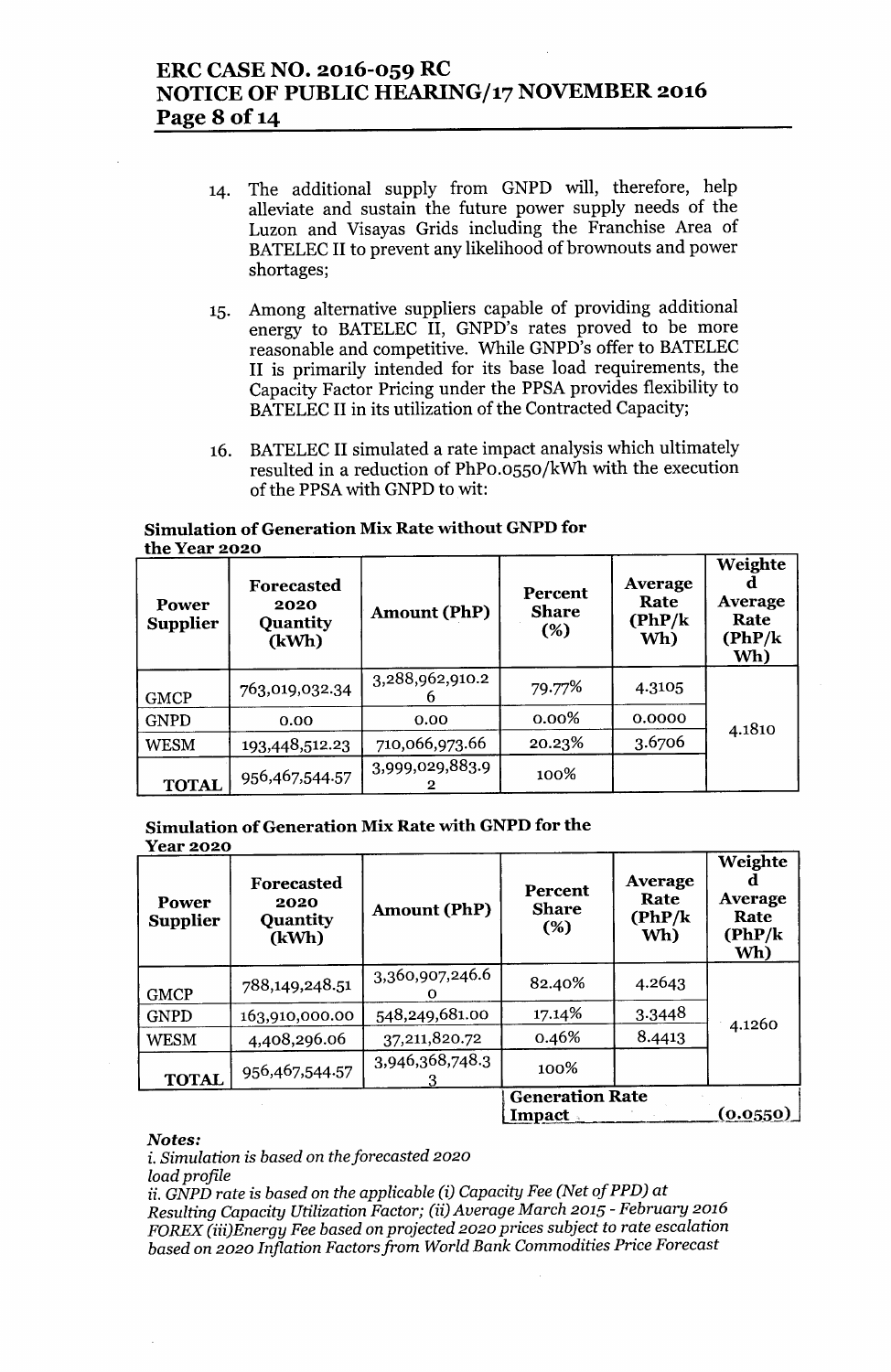14. The additional supply from GNPD will, therefore, help alleviate and sustain the future power supply needs of the Luzon and Visayas Grids including the Franchise Area of BATELEC II to prevent any likelihood of brownouts and power shortages;

15. Among alternative suppliers capable of providing additional energy to BATELEC II, GNPD's rates proved to be more reasonable and competitive. While GNPD's offer to BATELEC II is primarily intended for its base load requirements, the Capacity Factor Pricing under the PPSA provides flexibility to BATELEC II in its utilization of the Contracted Capacity;

16. BATELEC II simulated a rate impact analysis which ultimately resulted in a reduction of PhP0.0550/kWh with the execution of the PPSA with GNPD to wit:

**Simulation of Generation Mix Rate without GNPD for the Year 2020**

| Power Supplier | Forecasted 2020 Quantity (kWh) | Amount (PhP) | Percent Share (%) | Average Rate (PhP/kWh) | Weighted Average Rate (PhP/kWh) |
|---|---|---|---|---|---|
| GMCP | 763,019,032.34 | 3,288,962,910.26 | 79.77% | 4.3105 | 4.1810 |
| GNPD | 0.00 | 0.00 | 0.00% | 0.0000 | |
| WESM | 193,448,512.23 | 710,066,973.66 | 20.23% | 3.6706 | |
| TOTAL | 956,467,544.57 | 3,999,029,883.92 | 100% | | |

**Simulation of Generation Mix Rate with GNPD for the Year 2020**

| Power Supplier | Forecasted 2020 Quantity (kWh) | Amount (PhP) | Percent Share (%) | Average Rate (PhP/kWh) | Weighted Average Rate (PhP/kWh) |
|---|---|---|---|---|---|
| GMCP | 788,149,248.51 | 3,360,907,246.60 | 82.40% | 4.2643 | 4.1260 |
| GNPD | 163,910,000.00 | 548,249,681.00 | 17.14% | 3.3448 | |
| WESM | 4,408,296.06 | 37,211,820.72 | 0.46% | 8.4413 | |
| TOTAL | 956,467,544.57 | 3,946,368,748.33 | 100% | | |
| | | | Generation Rate Impact | | (0.0550) |

*Notes:*

*i. Simulation is based on the forecasted 2020 load profile*

*ii. GNPD rate is based on the applicable (i) Capacity Fee (Net of PPD) at Resulting Capacity Utilization Factor; (ii) Average March 2015 - February 2016 FOREX (iii)Energy Fee based on projected 2020 prices subject to rate escalation based on 2020 Inflation Factors from World Bank Commodities Price Forecast*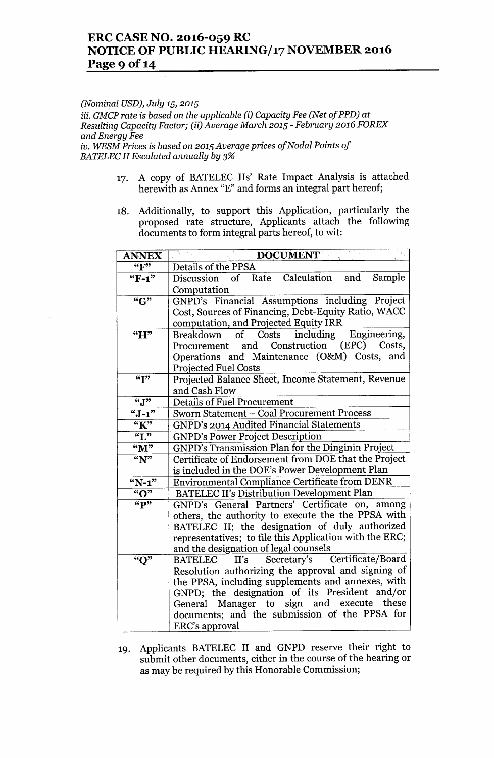*(Nominal USD), July 15, 2015*
*iii. GMCP rate is based on the applicable (i) Capacity Fee (Net of PPD) at Resulting Capacity Factor; (ii) Average March 2015 - February 2016 FOREX and Energy Fee*
*iv. WESM Prices is based on 2015 Average prices of Nodal Points of BATELEC II Escalated annually by 3%*

17. A copy of BATELEC IIs' Rate Impact Analysis is attached herewith as Annex "E" and forms an integral part hereof;

18. Additionally, to support this Application, particularly the proposed rate structure, Applicants attach the following documents to form integral parts hereof, to wit:

| ANNEX | DOCUMENT |
|---|---|
| "F" | Details of the PPSA |
| "F-1" | Discussion of Rate Calculation and Sample Computation |
| "G" | GNPD's Financial Assumptions including Project Cost, Sources of Financing, Debt-Equity Ratio, WACC computation, and Projected Equity IRR |
| "H" | Breakdown of Costs including Engineering, Procurement and Construction (EPC) Costs, Operations and Maintenance (O&M) Costs, and Projected Fuel Costs |
| "I" | Projected Balance Sheet, Income Statement, Revenue and Cash Flow |
| "J" | Details of Fuel Procurement |
| "J-1" | Sworn Statement – Coal Procurement Process |
| "K" | GNPD's 2014 Audited Financial Statements |
| "L" | GNPD's Power Project Description |
| "M" | GNPD's Transmission Plan for the Dinginin Project |
| "N" | Certificate of Endorsement from DOE that the Project is included in the DOE's Power Development Plan |
| "N-1" | Environmental Compliance Certificate from DENR |
| "O" | BATELEC II's Distribution Development Plan |
| "P" | GNPD's General Partners' Certificate on, among others, the authority to execute the the PPSA with BATELEC II; the designation of duly authorized representatives; to file this Application with the ERC; and the designation of legal counsels |
| "Q" | BATELEC II's Secretary's Certificate/Board Resolution authorizing the approval and signing of the PPSA, including supplements and annexes, with GNPD; the designation of its President and/or General Manager to sign and execute these documents; and the submission of the PPSA for ERC's approval |

19. Applicants BATELEC II and GNPD reserve their right to submit other documents, either in the course of the hearing or as may be required by this Honorable Commission;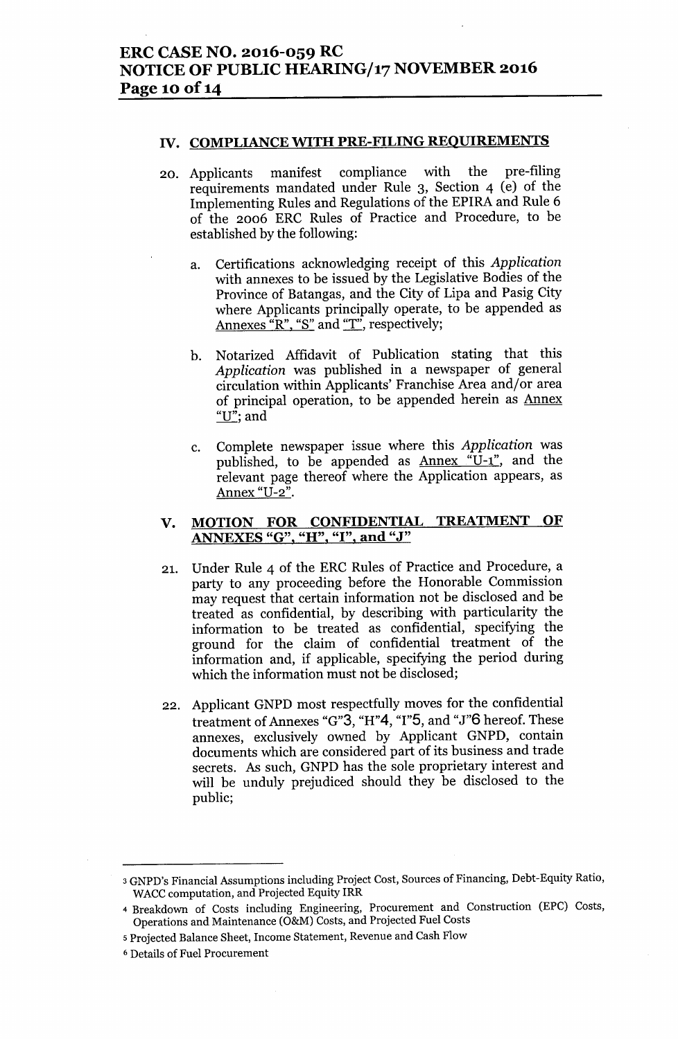## IV. COMPLIANCE WITH PRE-FILING REQUIREMENTS

20. Applicants manifest compliance with the pre-filing requirements mandated under Rule 3, Section 4 (e) of the Implementing Rules and Regulations of the EPIRA and Rule 6 of the 2006 ERC Rules of Practice and Procedure, to be established by the following:

    a. Certifications acknowledging receipt of this *Application* with annexes to be issued by the Legislative Bodies of the Province of Batangas, and the City of Lipa and Pasig City where Applicants principally operate, to be appended as Annexes "R", "S" and "T", respectively;

    b. Notarized Affidavit of Publication stating that this *Application* was published in a newspaper of general circulation within Applicants' Franchise Area and/or area of principal operation, to be appended herein as Annex "U"; and

    c. Complete newspaper issue where this *Application* was published, to be appended as Annex "U-1", and the relevant page thereof where the Application appears, as Annex "U-2".

## V. MOTION FOR CONFIDENTIAL TREATMENT OF ANNEXES "G", "H", "I", and "J"

21. Under Rule 4 of the ERC Rules of Practice and Procedure, a party to any proceeding before the Honorable Commission may request that certain information not be disclosed and be treated as confidential, by describing with particularity the information to be treated as confidential, specifying the ground for the claim of confidential treatment of the information and, if applicable, specifying the period during which the information must not be disclosed;

22. Applicant GNPD most respectfully moves for the confidential treatment of Annexes "G"[3], "H"[4], "I"[5], and "J"[6] hereof. These annexes, exclusively owned by Applicant GNPD, contain documents which are considered part of its business and trade secrets. As such, GNPD has the sole proprietary interest and will be unduly prejudiced should they be disclosed to the public;

---

[3] GNPD's Financial Assumptions including Project Cost, Sources of Financing, Debt-Equity Ratio, WACC computation, and Projected Equity IRR

[4] Breakdown of Costs including Engineering, Procurement and Construction (EPC) Costs, Operations and Maintenance (O&M) Costs, and Projected Fuel Costs

[5] Projected Balance Sheet, Income Statement, Revenue and Cash Flow

[6] Details of Fuel Procurement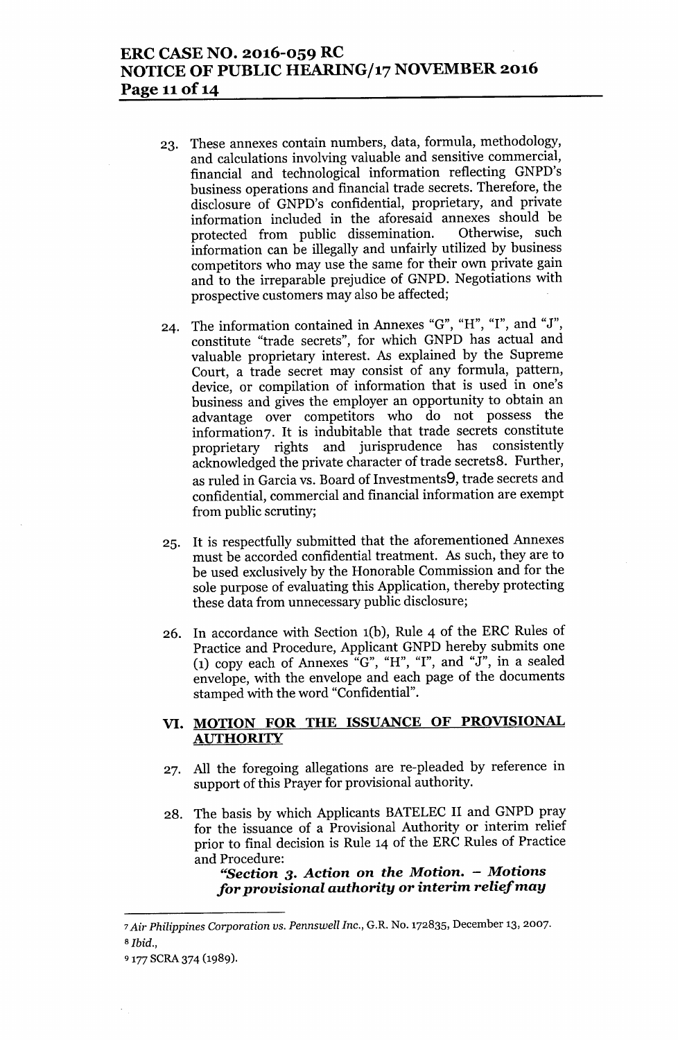23. These annexes contain numbers, data, formula, methodology, and calculations involving valuable and sensitive commercial, financial and technological information reflecting GNPD's business operations and financial trade secrets. Therefore, the disclosure of GNPD's confidential, proprietary, and private information included in the aforesaid annexes should be protected from public dissemination. Otherwise, such information can be illegally and unfairly utilized by business competitors who may use the same for their own private gain and to the irreparable prejudice of GNPD. Negotiations with prospective customers may also be affected;

24. The information contained in Annexes "G", "H", "I", and "J", constitute "trade secrets", for which GNPD has actual and valuable proprietary interest. As explained by the Supreme Court, a trade secret may consist of any formula, pattern, device, or compilation of information that is used in one's business and gives the employer an opportunity to obtain an advantage over competitors who do not possess the information[7]. It is indubitable that trade secrets constitute proprietary rights and jurisprudence has consistently acknowledged the private character of trade secrets[8]. Further, as ruled in Garcia vs. Board of Investments[9], trade secrets and confidential, commercial and financial information are exempt from public scrutiny;

25. It is respectfully submitted that the aforementioned Annexes must be accorded confidential treatment. As such, they are to be used exclusively by the Honorable Commission and for the sole purpose of evaluating this Application, thereby protecting these data from unnecessary public disclosure;

26. In accordance with Section 1(b), Rule 4 of the ERC Rules of Practice and Procedure, Applicant GNPD hereby submits one (1) copy each of Annexes "G", "H", "I", and "J", in a sealed envelope, with the envelope and each page of the documents stamped with the word "Confidential".

## VI. MOTION FOR THE ISSUANCE OF PROVISIONAL AUTHORITY

27. All the foregoing allegations are re-pleaded by reference in support of this Prayer for provisional authority.

28. The basis by which Applicants BATELEC II and GNPD pray for the issuance of a Provisional Authority or interim relief prior to final decision is Rule 14 of the ERC Rules of Practice and Procedure:

    ***"Section 3. Action on the Motion. – Motions for provisional authority or interim relief may***

---

[7] *Air Philippines Corporation vs. Pennswell Inc.*, G.R. No. 172835, December 13, 2007.

[8] *Ibid.*,

[9] 177 SCRA 374 (1989).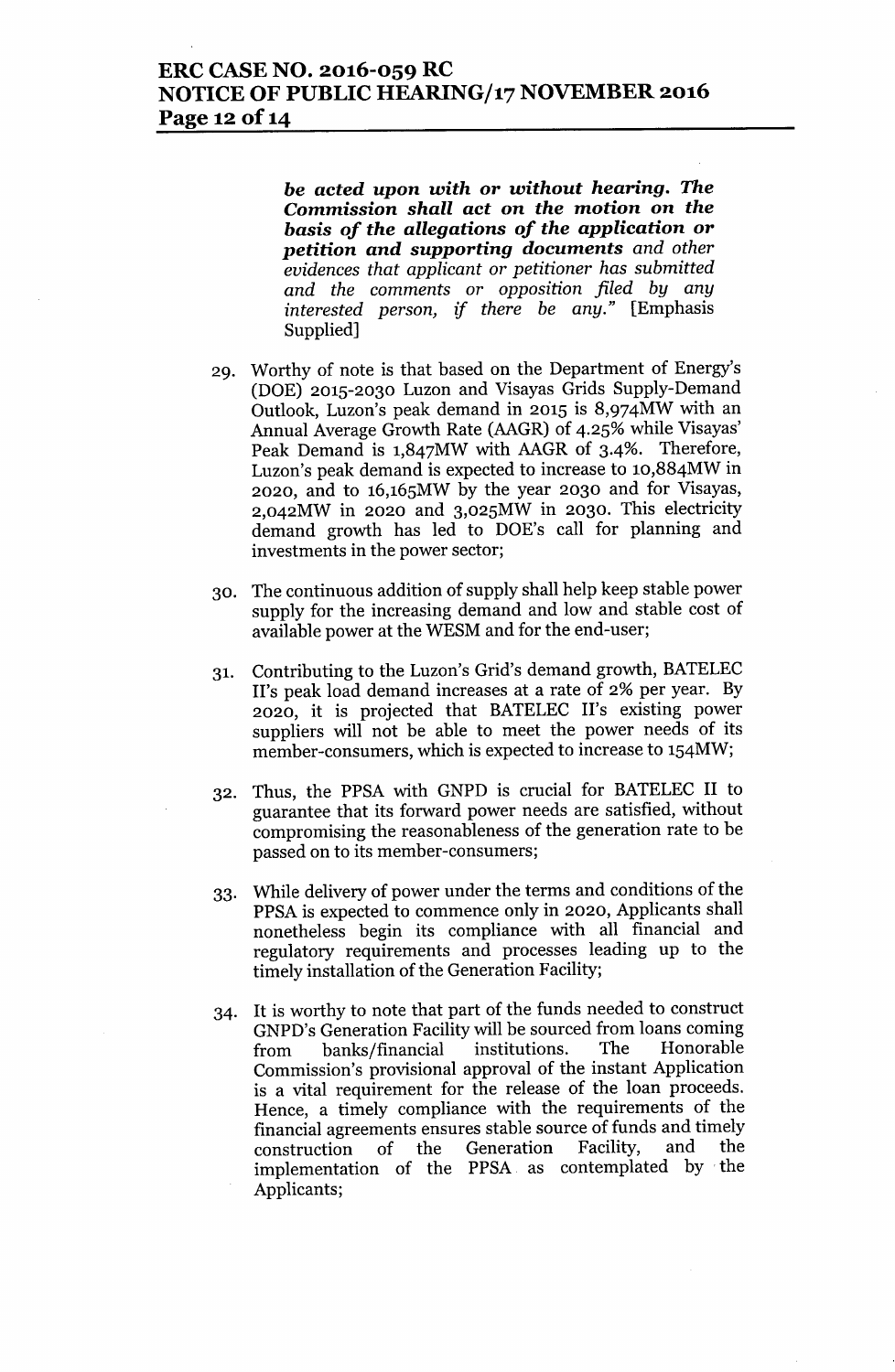***be acted upon with or without hearing. The Commission shall act on the motion on the basis of the allegations of the application or petition and supporting documents*** *and other evidences that applicant or petitioner has submitted and the comments or opposition filed by any interested person, if there be any."* [Emphasis Supplied]

29. Worthy of note is that based on the Department of Energy's (DOE) 2015-2030 Luzon and Visayas Grids Supply-Demand Outlook, Luzon's peak demand in 2015 is 8,974MW with an Annual Average Growth Rate (AAGR) of 4.25% while Visayas' Peak Demand is 1,847MW with AAGR of 3.4%. Therefore, Luzon's peak demand is expected to increase to 10,884MW in 2020, and to 16,165MW by the year 2030 and for Visayas, 2,042MW in 2020 and 3,025MW in 2030. This electricity demand growth has led to DOE's call for planning and investments in the power sector;

30. The continuous addition of supply shall help keep stable power supply for the increasing demand and low and stable cost of available power at the WESM and for the end-user;

31. Contributing to the Luzon's Grid's demand growth, BATELEC II's peak load demand increases at a rate of 2% per year. By 2020, it is projected that BATELEC II's existing power suppliers will not be able to meet the power needs of its member-consumers, which is expected to increase to 154MW;

32. Thus, the PPSA with GNPD is crucial for BATELEC II to guarantee that its forward power needs are satisfied, without compromising the reasonableness of the generation rate to be passed on to its member-consumers;

33. While delivery of power under the terms and conditions of the PPSA is expected to commence only in 2020, Applicants shall nonetheless begin its compliance with all financial and regulatory requirements and processes leading up to the timely installation of the Generation Facility;

34. It is worthy to note that part of the funds needed to construct GNPD's Generation Facility will be sourced from loans coming from banks/financial institutions. The Honorable Commission's provisional approval of the instant Application is a vital requirement for the release of the loan proceeds. Hence, a timely compliance with the requirements of the financial agreements ensures stable source of funds and timely construction of the Generation Facility, and the implementation of the PPSA as contemplated by the Applicants;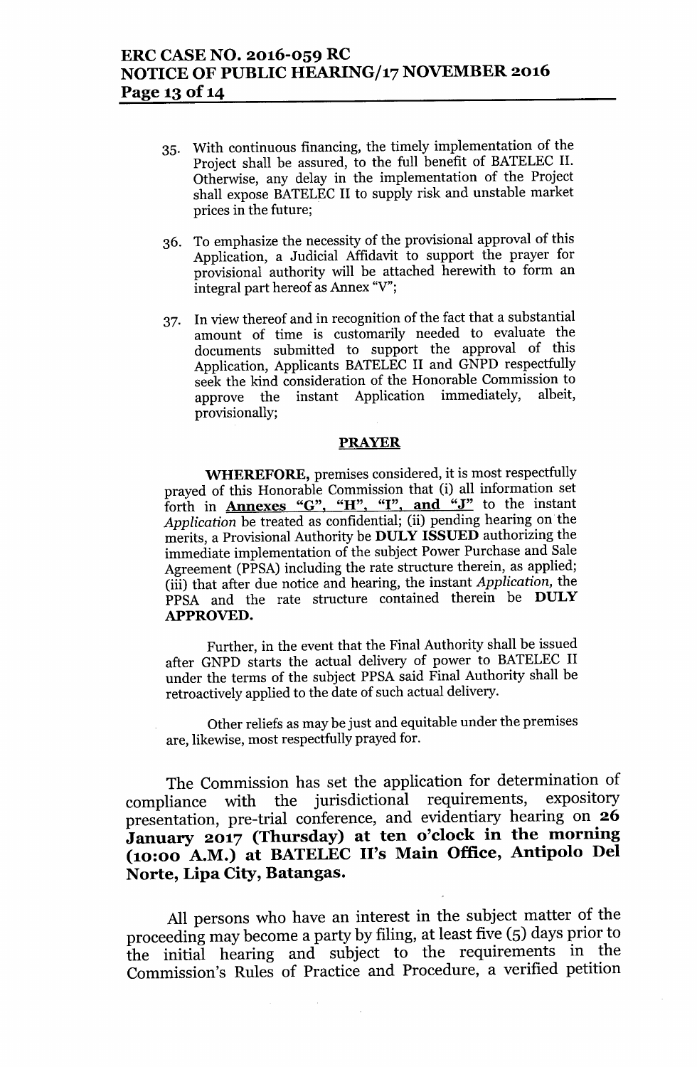35. With continuous financing, the timely implementation of the Project shall be assured, to the full benefit of BATELEC II. Otherwise, any delay in the implementation of the Project shall expose BATELEC II to supply risk and unstable market prices in the future;

36. To emphasize the necessity of the provisional approval of this Application, a Judicial Affidavit to support the prayer for provisional authority will be attached herewith to form an integral part hereof as Annex "V";

37. In view thereof and in recognition of the fact that a substantial amount of time is customarily needed to evaluate the documents submitted to support the approval of this Application, Applicants BATELEC II and GNPD respectfully seek the kind consideration of the Honorable Commission to approve the instant Application immediately, albeit, provisionally;

**PRAYER**

**WHEREFORE,** premises considered, it is most respectfully prayed of this Honorable Commission that (i) all information set forth in **Annexes "G", "H", "I", and "J"** to the instant *Application* be treated as confidential; (ii) pending hearing on the merits, a Provisional Authority be **DULY ISSUED** authorizing the immediate implementation of the subject Power Purchase and Sale Agreement (PPSA) including the rate structure therein, as applied; (iii) that after due notice and hearing, the instant *Application,* the PPSA and the rate structure contained therein be **DULY APPROVED.**

Further, in the event that the Final Authority shall be issued after GNPD starts the actual delivery of power to BATELEC II under the terms of the subject PPSA said Final Authority shall be retroactively applied to the date of such actual delivery.

Other reliefs as may be just and equitable under the premises are, likewise, most respectfully prayed for.

The Commission has set the application for determination of compliance with the jurisdictional requirements, expository presentation, pre-trial conference, and evidentiary hearing on **26 January 2017 (Thursday) at ten o'clock in the morning (10:00 A.M.) at BATELEC II's Main Office, Antipolo Del Norte, Lipa City, Batangas.**

All persons who have an interest in the subject matter of the proceeding may become a party by filing, at least five (5) days prior to the initial hearing and subject to the requirements in the Commission's Rules of Practice and Procedure, a verified petition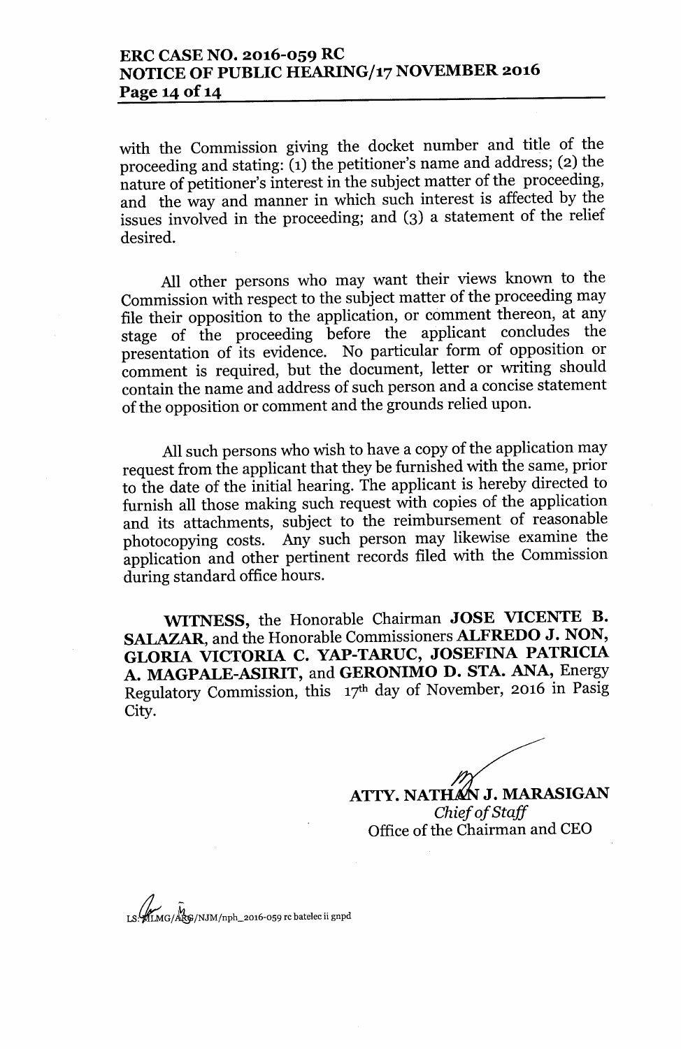with the Commission giving the docket number and title of the proceeding and stating: (1) the petitioner's name and address; (2) the nature of petitioner's interest in the subject matter of the proceeding, and the way and manner in which such interest is affected by the issues involved in the proceeding; and (3) a statement of the relief desired.

All other persons who may want their views known to the Commission with respect to the subject matter of the proceeding may file their opposition to the application, or comment thereon, at any stage of the proceeding before the applicant concludes the presentation of its evidence. No particular form of opposition or comment is required, but the document, letter or writing should contain the name and address of such person and a concise statement of the opposition or comment and the grounds relied upon.

All such persons who wish to have a copy of the application may request from the applicant that they be furnished with the same, prior to the date of the initial hearing. The applicant is hereby directed to furnish all those making such request with copies of the application and its attachments, subject to the reimbursement of reasonable photocopying costs. Any such person may likewise examine the application and other pertinent records filed with the Commission during standard office hours.

**WITNESS,** the Honorable Chairman **JOSE VICENTE B. SALAZAR,** and the Honorable Commissioners **ALFREDO J. NON, GLORIA VICTORIA C. YAP-TARUC, JOSEFINA PATRICIA A. MAGPALE-ASIRIT,** and **GERONIMO D. STA. ANA,** Energy Regulatory Commission, this 17th day of November, 2016 in Pasig City.

**ATTY. NATHAN J. MARASIGAN**
*Chief of Staff*
Office of the Chairman and CEO

LS: MLMG/ARG/NJM/nph_2016-059 rc batelec ii gnpd